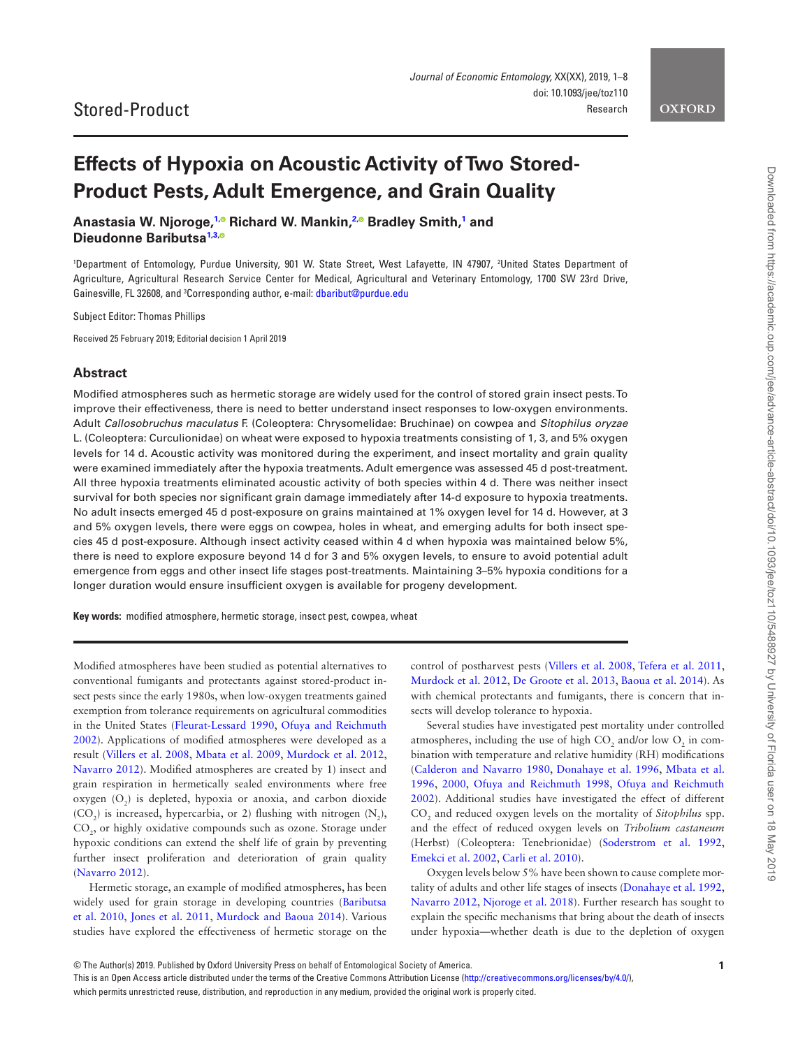Stored-Product

# Effects of Hypoxia on Acoustic Activity of Two Stored-Product Pests, Adult Emergence, and Grain Quality

**Anastasia W. Njoroge,[1] Richard W. Mankin,[2] Bradley Smith,[1] and Dieudonne Baributsa[1,3]**

[1]Department of Entomology, Purdue University, 901 W. State Street, West Lafayette, IN 47907, [2]United States Department of Agriculture, Agricultural Research Service Center for Medical, Agricultural and Veterinary Entomology, 1700 SW 23rd Drive, Gainesville, FL 32608, and [3]Corresponding author, e-mail: dbaribut@purdue.edu

Subject Editor: Thomas Phillips

Received 25 February 2019; Editorial decision 1 April 2019

## Abstract

Modified atmospheres such as hermetic storage are widely used for the control of stored grain insect pests. To improve their effectiveness, there is need to better understand insect responses to low-oxygen environments. Adult *Callosobruchus maculatus* F. (Coleoptera: Chrysomelidae: Bruchinae) on cowpea and *Sitophilus oryzae* L. (Coleoptera: Curculionidae) on wheat were exposed to hypoxia treatments consisting of 1, 3, and 5% oxygen levels for 14 d. Acoustic activity was monitored during the experiment, and insect mortality and grain quality were examined immediately after the hypoxia treatments. Adult emergence was assessed 45 d post-treatment. All three hypoxia treatments eliminated acoustic activity of both species within 4 d. There was neither insect survival for both species nor significant grain damage immediately after 14-d exposure to hypoxia treatments. No adult insects emerged 45 d post-exposure on grains maintained at 1% oxygen level for 14 d. However, at 3 and 5% oxygen levels, there were eggs on cowpea, holes in wheat, and emerging adults for both insect species 45 d post-exposure. Although insect activity ceased within 4 d when hypoxia was maintained below 5%, there is need to explore exposure beyond 14 d for 3 and 5% oxygen levels, to ensure to avoid potential adult emergence from eggs and other insect life stages post-treatments. Maintaining 3–5% hypoxia conditions for a longer duration would ensure insufficient oxygen is available for progeny development.

**Key words:** modified atmosphere, hermetic storage, insect pest, cowpea, wheat

Modified atmospheres have been studied as potential alternatives to conventional fumigants and protectants against stored-product insect pests since the early 1980s, when low-oxygen treatments gained exemption from tolerance requirements on agricultural commodities in the United States (Fleurat-Lessard 1990, Ofuya and Reichmuth 2002). Applications of modified atmospheres were developed as a result (Villers et al. 2008, Mbata et al. 2009, Murdock et al. 2012, Navarro 2012). Modified atmospheres are created by 1) insect and grain respiration in hermetically sealed environments where free oxygen ($O_2$) is depleted, hypoxia or anoxia, and carbon dioxide ($CO_2$) is increased, hypercarbia, or 2) flushing with nitrogen ($N_2$), $CO_2$, or highly oxidative compounds such as ozone. Storage under hypoxic conditions can extend the shelf life of grain by preventing further insect proliferation and deterioration of grain quality (Navarro 2012).

Hermetic storage, an example of modified atmospheres, has been widely used for grain storage in developing countries (Baributsa et al. 2010, Jones et al. 2011, Murdock and Baoua 2014). Various studies have explored the effectiveness of hermetic storage on the control of postharvest pests (Villers et al. 2008, Tefera et al. 2011, Murdock et al. 2012, De Groote et al. 2013, Baoua et al. 2014). As with chemical protectants and fumigants, there is concern that insects will develop tolerance to hypoxia.

Several studies have investigated pest mortality under controlled atmospheres, including the use of high $CO_2$ and/or low $O_2$ in combination with temperature and relative humidity (RH) modifications (Calderon and Navarro 1980, Donahaye et al. 1996, Mbata et al. 1996, 2000, Ofuya and Reichmuth 1998, Ofuya and Reichmuth 2002). Additional studies have investigated the effect of different $CO_2$ and reduced oxygen levels on the mortality of *Sitophilus* spp. and the effect of reduced oxygen levels on *Tribolium castaneum* (Herbst) (Coleoptera: Tenebrionidae) (Soderstrom et al. 1992, Emekci et al. 2002, Carli et al. 2010).

Oxygen levels below 5% have been shown to cause complete mortality of adults and other life stages of insects (Donahaye et al. 1992, Navarro 2012, Njoroge et al. 2018). Further research has sought to explain the specific mechanisms that bring about the death of insects under hypoxia—whether death is due to the depletion of oxygen

© The Author(s) 2019. Published by Oxford University Press on behalf of Entomological Society of America.
This is an Open Access article distributed under the terms of the Creative Commons Attribution License (http://creativecommons.org/licenses/by/4.0/), which permits unrestricted reuse, distribution, and reproduction in any medium, provided the original work is properly cited.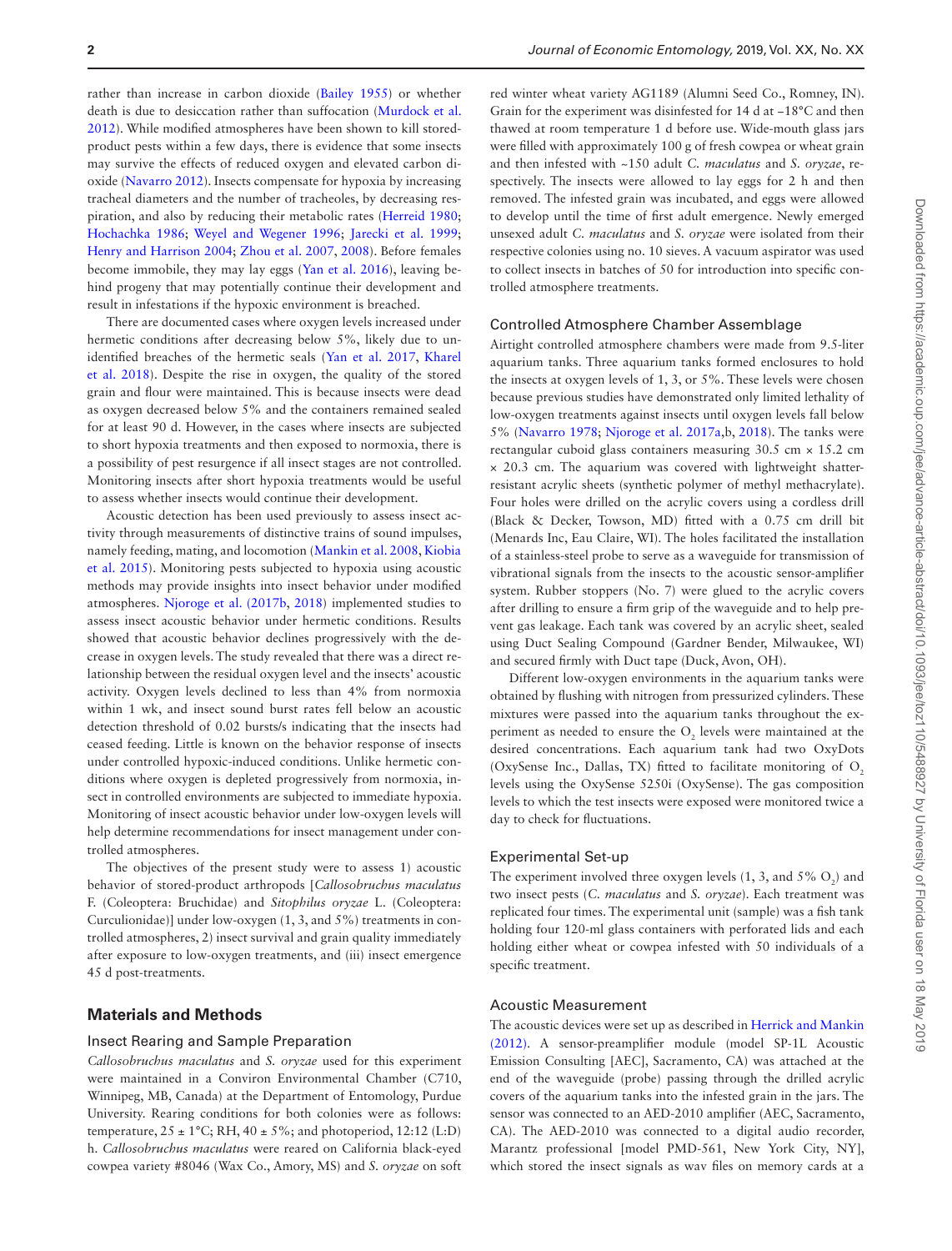rather than increase in carbon dioxide (Bailey 1955) or whether death is due to desiccation rather than suffocation (Murdock et al. 2012). While modified atmospheres have been shown to kill stored-product pests within a few days, there is evidence that some insects may survive the effects of reduced oxygen and elevated carbon dioxide (Navarro 2012). Insects compensate for hypoxia by increasing tracheal diameters and the number of tracheoles, by decreasing respiration, and also by reducing their metabolic rates (Herreid 1980; Hochachka 1986; Weyel and Wegener 1996; Jarecki et al. 1999; Henry and Harrison 2004; Zhou et al. 2007, 2008). Before females become immobile, they may lay eggs (Yan et al. 2016), leaving behind progeny that may potentially continue their development and result in infestations if the hypoxic environment is breached.

There are documented cases where oxygen levels increased under hermetic conditions after decreasing below 5%, likely due to unidentified breaches of the hermetic seals (Yan et al. 2017, Kharel et al. 2018). Despite the rise in oxygen, the quality of the stored grain and flour were maintained. This is because insects were dead as oxygen decreased below 5% and the containers remained sealed for at least 90 d. However, in the cases where insects are subjected to short hypoxia treatments and then exposed to normoxia, there is a possibility of pest resurgence if all insect stages are not controlled. Monitoring insects after short hypoxia treatments would be useful to assess whether insects would continue their development.

Acoustic detection has been used previously to assess insect activity through measurements of distinctive trains of sound impulses, namely feeding, mating, and locomotion (Mankin et al. 2008, Kiobia et al. 2015). Monitoring pests subjected to hypoxia using acoustic methods may provide insights into insect behavior under modified atmospheres. Njoroge et al. (2017b, 2018) implemented studies to assess insect acoustic behavior under hermetic conditions. Results showed that acoustic behavior declines progressively with the decrease in oxygen levels. The study revealed that there was a direct relationship between the residual oxygen level and the insects' acoustic activity. Oxygen levels declined to less than 4% from normoxia within 1 wk, and insect sound burst rates fell below an acoustic detection threshold of 0.02 bursts/s indicating that the insects had ceased feeding. Little is known on the behavior response of insects under controlled hypoxic-induced conditions. Unlike hermetic conditions where oxygen is depleted progressively from normoxia, insect in controlled environments are subjected to immediate hypoxia. Monitoring of insect acoustic behavior under low-oxygen levels will help determine recommendations for insect management under controlled atmospheres.

The objectives of the present study were to assess 1) acoustic behavior of stored-product arthropods [*Callosobruchus maculatus* F. (Coleoptera: Bruchidae) and *Sitophilus oryzae* L. (Coleoptera: Curculionidae)] under low-oxygen (1, 3, and 5%) treatments in controlled atmospheres, 2) insect survival and grain quality immediately after exposure to low-oxygen treatments, and (iii) insect emergence 45 d post-treatments.

## Materials and Methods

### Insect Rearing and Sample Preparation

*Callosobruchus maculatus* and *S. oryzae* used for this experiment were maintained in a Conviron Environmental Chamber (C710, Winnipeg, MB, Canada) at the Department of Entomology, Purdue University. Rearing conditions for both colonies were as follows: temperature, 25 ± 1°C; RH, 40 ± 5%; and photoperiod, 12:12 (L:D) h. *Callosobruchus maculatus* were reared on California black-eyed cowpea variety #8046 (Wax Co., Amory, MS) and *S. oryzae* on soft red winter wheat variety AG1189 (Alumni Seed Co., Romney, IN). Grain for the experiment was disinfested for 14 d at −18°C and then thawed at room temperature 1 d before use. Wide-mouth glass jars were filled with approximately 100 g of fresh cowpea or wheat grain and then infested with ~150 adult *C. maculatus* and *S. oryzae*, respectively. The insects were allowed to lay eggs for 2 h and then removed. The infested grain was incubated, and eggs were allowed to develop until the time of first adult emergence. Newly emerged unsexed adult *C. maculatus* and *S. oryzae* were isolated from their respective colonies using no. 10 sieves. A vacuum aspirator was used to collect insects in batches of 50 for introduction into specific controlled atmosphere treatments.

### Controlled Atmosphere Chamber Assemblage

Airtight controlled atmosphere chambers were made from 9.5-liter aquarium tanks. Three aquarium tanks formed enclosures to hold the insects at oxygen levels of 1, 3, or 5%. These levels were chosen because previous studies have demonstrated only limited lethality of low-oxygen treatments against insects until oxygen levels fall below 5% (Navarro 1978; Njoroge et al. 2017a,b, 2018). The tanks were rectangular cuboid glass containers measuring 30.5 cm × 15.2 cm × 20.3 cm. The aquarium was covered with lightweight shatter-resistant acrylic sheets (synthetic polymer of methyl methacrylate). Four holes were drilled on the acrylic covers using a cordless drill (Black & Decker, Towson, MD) fitted with a 0.75 cm drill bit (Menards Inc, Eau Claire, WI). The holes facilitated the installation of a stainless-steel probe to serve as a waveguide for transmission of vibrational signals from the insects to the acoustic sensor-amplifier system. Rubber stoppers (No. 7) were glued to the acrylic covers after drilling to ensure a firm grip of the waveguide and to help prevent gas leakage. Each tank was covered by an acrylic sheet, sealed using Duct Sealing Compound (Gardner Bender, Milwaukee, WI) and secured firmly with Duct tape (Duck, Avon, OH).

Different low-oxygen environments in the aquarium tanks were obtained by flushing with nitrogen from pressurized cylinders. These mixtures were passed into the aquarium tanks throughout the experiment as needed to ensure the $O_2$ levels were maintained at the desired concentrations. Each aquarium tank had two OxyDots (OxySense Inc., Dallas, TX) fitted to facilitate monitoring of $O_2$ levels using the OxySense 5250i (OxySense). The gas composition levels to which the test insects were exposed were monitored twice a day to check for fluctuations.

### Experimental Set-up

The experiment involved three oxygen levels (1, 3, and 5% $O_2$) and two insect pests (*C. maculatus* and *S. oryzae*). Each treatment was replicated four times. The experimental unit (sample) was a fish tank holding four 120-ml glass containers with perforated lids and each holding either wheat or cowpea infested with 50 individuals of a specific treatment.

### Acoustic Measurement

The acoustic devices were set up as described in Herrick and Mankin (2012). A sensor-preamplifier module (model SP-1L Acoustic Emission Consulting [AEC], Sacramento, CA) was attached at the end of the waveguide (probe) passing through the drilled acrylic covers of the aquarium tanks into the infested grain in the jars. The sensor was connected to an AED-2010 amplifier (AEC, Sacramento, CA). The AED-2010 was connected to a digital audio recorder, Marantz professional [model PMD-561, New York City, NY], which stored the insect signals as wav files on memory cards at a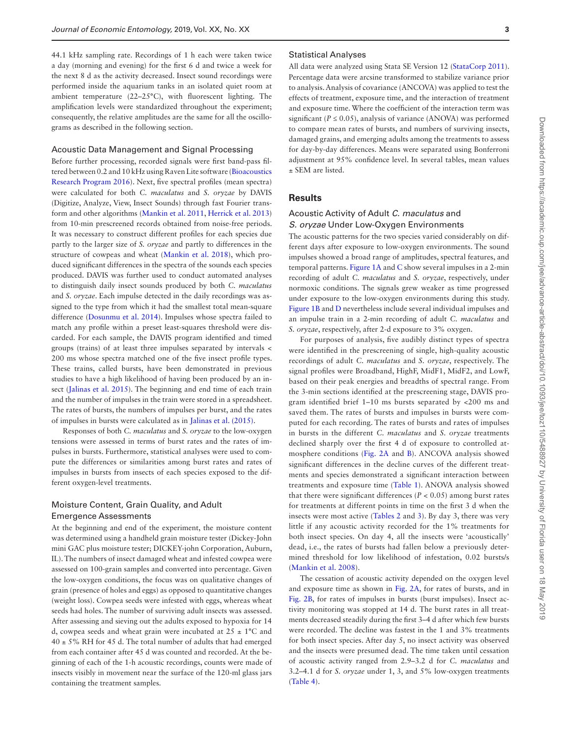44.1 kHz sampling rate. Recordings of 1 h each were taken twice a day (morning and evening) for the first 6 d and twice a week for the next 8 d as the activity decreased. Insect sound recordings were performed inside the aquarium tanks in an isolated quiet room at ambient temperature (22–25°C), with fluorescent lighting. The amplification levels were standardized throughout the experiment; consequently, the relative amplitudes are the same for all the oscillograms as described in the following section.

### Acoustic Data Management and Signal Processing

Before further processing, recorded signals were first band-pass filtered between 0.2 and 10 kHz using Raven Lite software (Bioacoustics Research Program 2016). Next, five spectral profiles (mean spectra) were calculated for both *C. maculatus* and *S. oryzae* by DAVIS (Digitize, Analyze, View, Insect Sounds) through fast Fourier transform and other algorithms (Mankin et al. 2011, Herrick et al. 2013) from 10-min prescreened records obtained from noise-free periods. It was necessary to construct different profiles for each species due partly to the larger size of *S. oryzae* and partly to differences in the structure of cowpeas and wheat (Mankin et al. 2018), which produced significant differences in the spectra of the sounds each species produced. DAVIS was further used to conduct automated analyses to distinguish daily insect sounds produced by both *C. maculatus* and *S. oryzae*. Each impulse detected in the daily recordings was assigned to the type from which it had the smallest total mean-square difference (Dosunmu et al. 2014). Impulses whose spectra failed to match any profile within a preset least-squares threshold were discarded. For each sample, the DAVIS program identified and timed groups (trains) of at least three impulses separated by intervals < 200 ms whose spectra matched one of the five insect profile types. These trains, called bursts, have been demonstrated in previous studies to have a high likelihood of having been produced by an insect (Jalinas et al. 2015). The beginning and end time of each train and the number of impulses in the train were stored in a spreadsheet. The rates of bursts, the numbers of impulses per burst, and the rates of impulses in bursts were calculated as in Jalinas et al. (2015).

Responses of both *C. maculatus* and *S. oryzae* to the low-oxygen tensions were assessed in terms of burst rates and the rates of impulses in bursts. Furthermore, statistical analyses were used to compute the differences or similarities among burst rates and rates of impulses in bursts from insects of each species exposed to the different oxygen-level treatments.

### Moisture Content, Grain Quality, and Adult Emergence Assessments

At the beginning and end of the experiment, the moisture content was determined using a handheld grain moisture tester (Dickey-John mini GAC plus moisture tester; DICKEY-john Corporation, Auburn, IL). The numbers of insect damaged wheat and infested cowpea were assessed on 100-grain samples and converted into percentage. Given the low-oxygen conditions, the focus was on qualitative changes of grain (presence of holes and eggs) as opposed to quantitative changes (weight loss). Cowpea seeds were infested with eggs, whereas wheat seeds had holes. The number of surviving adult insects was assessed. After assessing and sieving out the adults exposed to hypoxia for 14 d, cowpea seeds and wheat grain were incubated at 25 ± 1°C and 40 ± 5% RH for 45 d. The total number of adults that had emerged from each container after 45 d was counted and recorded. At the beginning of each of the 1-h acoustic recordings, counts were made of insects visibly in movement near the surface of the 120-ml glass jars containing the treatment samples.

### Statistical Analyses

All data were analyzed using Stata SE Version 12 (StataCorp 2011). Percentage data were arcsine transformed to stabilize variance prior to analysis. Analysis of covariance (ANCOVA) was applied to test the effects of treatment, exposure time, and the interaction of treatment and exposure time. Where the coefficient of the interaction term was significant ($P \leq 0.05$), analysis of variance (ANOVA) was performed to compare mean rates of bursts, and numbers of surviving insects, damaged grains, and emerging adults among the treatments to assess for day-by-day differences. Means were separated using Bonferroni adjustment at 95% confidence level. In several tables, mean values ± SEM are listed.

## Results

### Acoustic Activity of Adult *C. maculatus* and *S. oryzae* Under Low-Oxygen Environments

The acoustic patterns for the two species varied considerably on different days after exposure to low-oxygen environments. The sound impulses showed a broad range of amplitudes, spectral features, and temporal patterns. Figure 1A and C show several impulses in a 2-min recording of adult *C. maculatus* and *S. oryzae*, respectively, under normoxic conditions. The signals grew weaker as time progressed under exposure to the low-oxygen environments during this study. Figure 1B and D nevertheless include several individual impulses and an impulse train in a 2-min recording of adult *C. maculatus* and *S. oryzae*, respectively, after 2-d exposure to 3% oxygen.

For purposes of analysis, five audibly distinct types of spectra were identified in the prescreening of single, high-quality acoustic recordings of adult *C. maculatus* and *S. oryzae*, respectively. The signal profiles were Broadband, HighF, MidF1, MidF2, and LowF, based on their peak energies and breadths of spectral range. From the 3-min sections identified at the prescreening stage, DAVIS program identified brief 1–10 ms bursts separated by <200 ms and saved them. The rates of bursts and impulses in bursts were computed for each recording. The rates of bursts and rates of impulses in bursts in the different *C. maculatus* and *S. oryzae* treatments declined sharply over the first 4 d of exposure to controlled atmosphere conditions (Fig. 2A and B). ANCOVA analysis showed significant differences in the decline curves of the different treatments and species demonstrated a significant interaction between treatments and exposure time (Table 1). ANOVA analysis showed that there were significant differences ($P < 0.05$) among burst rates for treatments at different points in time on the first 3 d when the insects were most active (Tables 2 and 3). By day 3, there was very little if any acoustic activity recorded for the 1% treatments for both insect species. On day 4, all the insects were 'acoustically' dead, i.e., the rates of bursts had fallen below a previously determined threshold for low likelihood of infestation, 0.02 bursts/s (Mankin et al. 2008).

The cessation of acoustic activity depended on the oxygen level and exposure time as shown in Fig. 2A, for rates of bursts, and in Fig. 2B, for rates of impulses in bursts (burst impulses). Insect activity monitoring was stopped at 14 d. The burst rates in all treatments decreased steadily during the first 3–4 d after which few bursts were recorded. The decline was fastest in the 1 and 3% treatments for both insect species. After day 5, no insect activity was observed and the insects were presumed dead. The time taken until cessation of acoustic activity ranged from 2.9–3.2 d for *C. maculatus* and 3.2–4.1 d for *S. oryzae* under 1, 3, and 5% low-oxygen treatments (Table 4).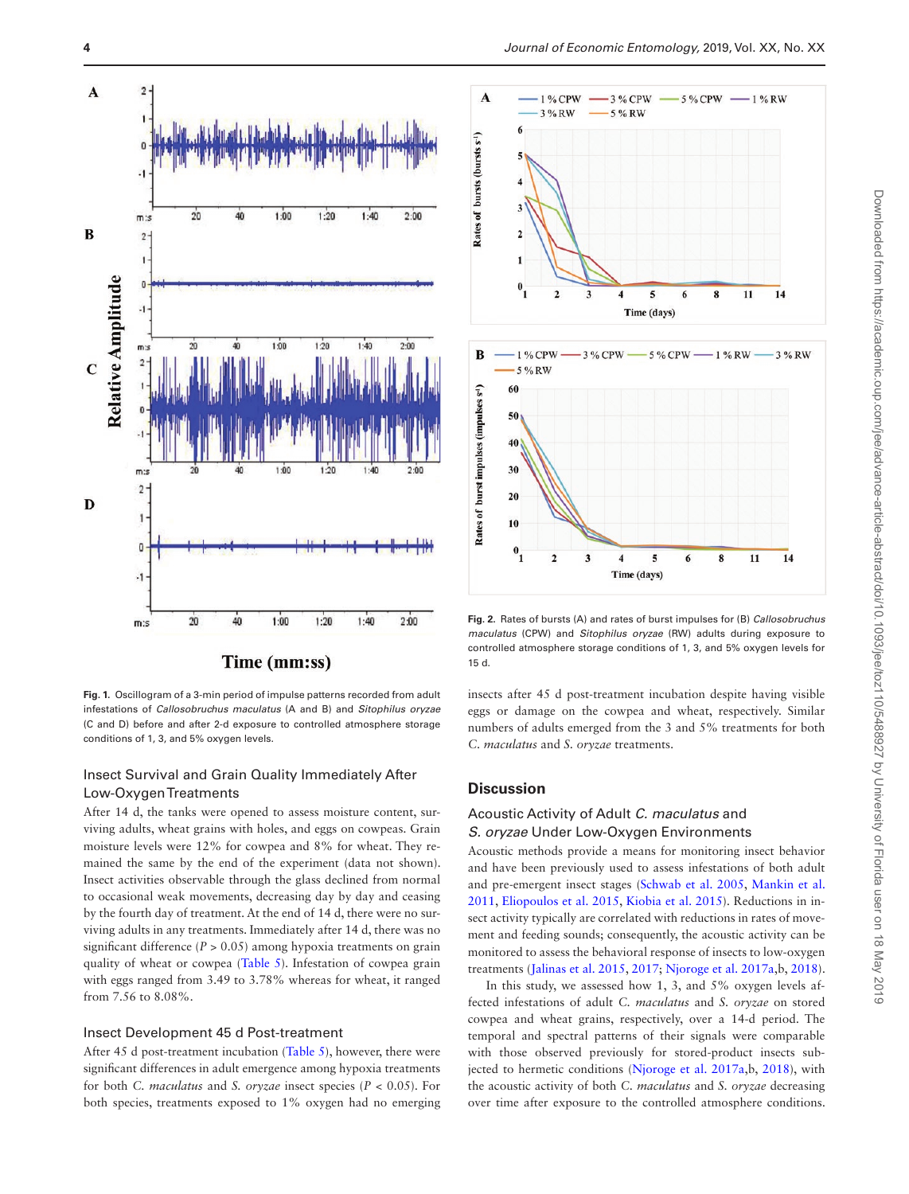Fig. 1. Oscillogram of a 3-min period of impulse patterns recorded from adult infestations of *Callosobruchus maculatus* (A and B) and *Sitophilus oryzae* (C and D) before and after 2-d exposure to controlled atmosphere storage conditions of 1, 3, and 5% oxygen levels.

Fig. 2. Rates of bursts (A) and rates of burst impulses for (B) *Callosobruchus maculatus* (CPW) and *Sitophilus oryzae* (RW) adults during exposure to controlled atmosphere storage conditions of 1, 3, and 5% oxygen levels for 15 d.

### Insect Survival and Grain Quality Immediately After Low-Oxygen Treatments

After 14 d, the tanks were opened to assess moisture content, surviving adults, wheat grains with holes, and eggs on cowpeas. Grain moisture levels were 12% for cowpea and 8% for wheat. They remained the same by the end of the experiment (data not shown). Insect activities observable through the glass declined from normal to occasional weak movements, decreasing day by day and ceasing by the fourth day of treatment. At the end of 14 d, there were no surviving adults in any treatments. Immediately after 14 d, there was no significant difference ($P > 0.05$) among hypoxia treatments on grain quality of wheat or cowpea (Table 5). Infestation of cowpea grain with eggs ranged from 3.49 to 3.78% whereas for wheat, it ranged from 7.56 to 8.08%.

### Insect Development 45 d Post-treatment

After 45 d post-treatment incubation (Table 5), however, there were significant differences in adult emergence among hypoxia treatments for both *C. maculatus* and *S. oryzae* insect species ($P < 0.05$). For both species, treatments exposed to 1% oxygen had no emerging insects after 45 d post-treatment incubation despite having visible eggs or damage on the cowpea and wheat, respectively. Similar numbers of adults emerged from the 3 and 5% treatments for both *C. maculatus* and *S. oryzae* treatments.

## Discussion

### Acoustic Activity of Adult *C. maculatus* and *S. oryzae* Under Low-Oxygen Environments

Acoustic methods provide a means for monitoring insect behavior and have been previously used to assess infestations of both adult and pre-emergent insect stages (Schwab et al. 2005, Mankin et al. 2011, Eliopoulos et al. 2015, Kiobia et al. 2015). Reductions in insect activity typically are correlated with reductions in rates of movement and feeding sounds; consequently, the acoustic activity can be monitored to assess the behavioral response of insects to low-oxygen treatments (Jalinas et al. 2015, 2017; Njoroge et al. 2017a,b, 2018).

In this study, we assessed how 1, 3, and 5% oxygen levels affected infestations of adult *C. maculatus* and *S. oryzae* on stored cowpea and wheat grains, respectively, over a 14-d period. The temporal and spectral patterns of their signals were comparable with those observed previously for stored-product insects subjected to hermetic conditions (Njoroge et al. 2017a,b, 2018), with the acoustic activity of both *C. maculatus* and *S. oryzae* decreasing over time after exposure to the controlled atmosphere conditions.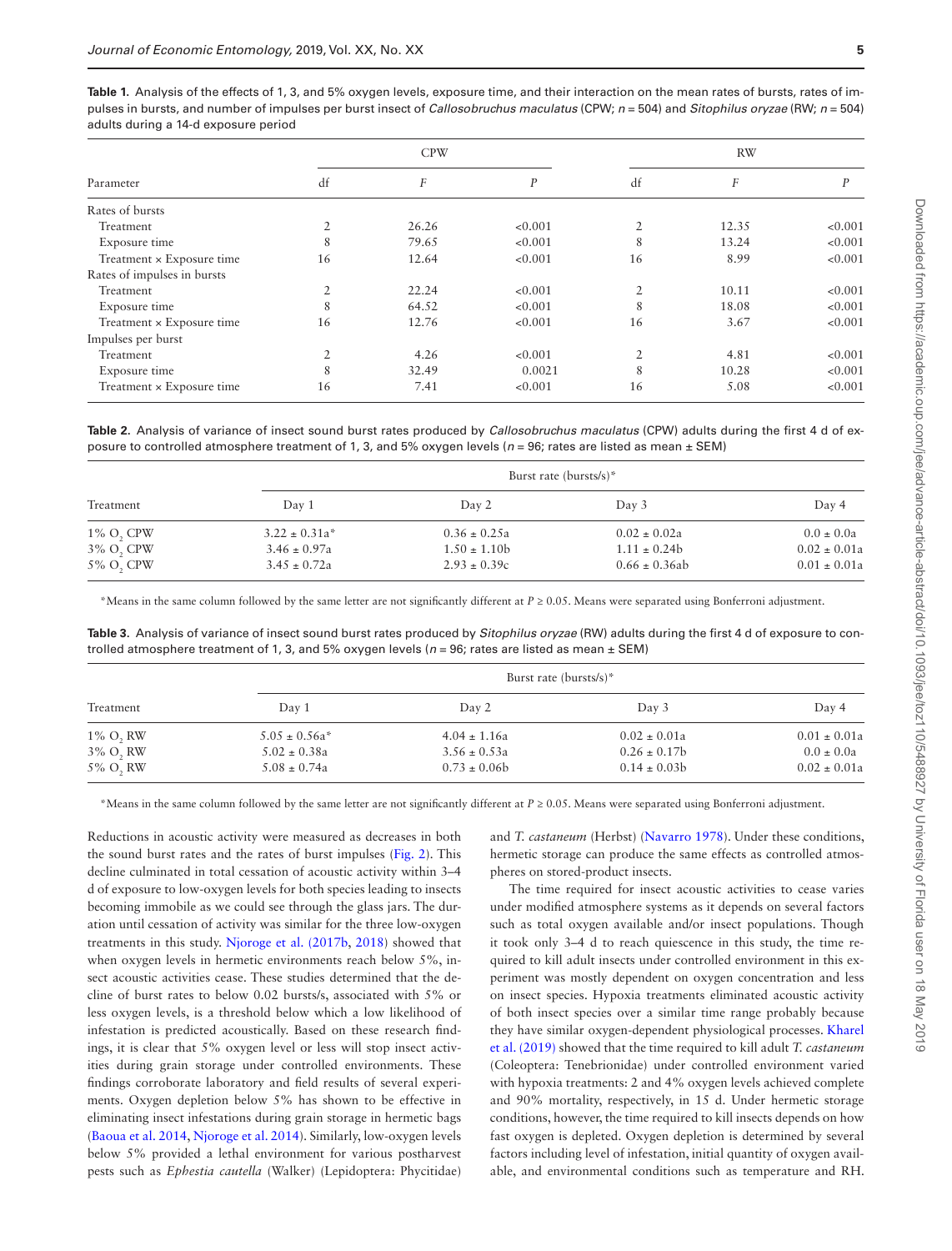**Table 1.** Analysis of the effects of 1, 3, and 5% oxygen levels, exposure time, and their interaction on the mean rates of bursts, rates of impulses in bursts, and number of impulses per burst insect of *Callosobruchus maculatus* (CPW; $n = 504$) and *Sitophilus oryzae* (RW; $n = 504$) adults during a 14-d exposure period

| Parameter | CPW | | | RW | | |
|---|---|---|---|---|---|---|
| | df | $F$ | $P$ | df | $F$ | $P$ |
| Rates of bursts | | | | | | |
| Treatment | 2 | 26.26 | <0.001 | 2 | 12.35 | <0.001 |
| Exposure time | 8 | 79.65 | <0.001 | 8 | 13.24 | <0.001 |
| Treatment × Exposure time | 16 | 12.64 | <0.001 | 16 | 8.99 | <0.001 |
| Rates of impulses in bursts | | | | | | |
| Treatment | 2 | 22.24 | <0.001 | 2 | 10.11 | <0.001 |
| Exposure time | 8 | 64.52 | <0.001 | 8 | 18.08 | <0.001 |
| Treatment × Exposure time | 16 | 12.76 | <0.001 | 16 | 3.67 | <0.001 |
| Impulses per burst | | | | | | |
| Treatment | 2 | 4.26 | <0.001 | 2 | 4.81 | <0.001 |
| Exposure time | 8 | 32.49 | 0.0021 | 8 | 10.28 | <0.001 |
| Treatment × Exposure time | 16 | 7.41 | <0.001 | 16 | 5.08 | <0.001 |

**Table 2.** Analysis of variance of insect sound burst rates produced by *Callosobruchus maculatus* (CPW) adults during the first 4 d of exposure to controlled atmosphere treatment of 1, 3, and 5% oxygen levels ($n = 96$; rates are listed as mean ± SEM)

| Treatment | Burst rate (bursts/s)* | | | |
|---|---|---|---|---|
| | Day 1 | Day 2 | Day 3 | Day 4 |
| 1% $O_2$ CPW | 3.22 ± 0.31a* | 0.36 ± 0.25a | 0.02 ± 0.02a | 0.0 ± 0.0a |
| 3% $O_2$ CPW | 3.46 ± 0.97a | 1.50 ± 1.10b | 1.11 ± 0.24b | 0.02 ± 0.01a |
| 5% $O_2$ CPW | 3.45 ± 0.72a | 2.93 ± 0.39c | 0.66 ± 0.36ab | 0.01 ± 0.01a |

*Means in the same column followed by the same letter are not significantly different at $P \geq 0.05$. Means were separated using Bonferroni adjustment.

**Table 3.** Analysis of variance of insect sound burst rates produced by *Sitophilus oryzae* (RW) adults during the first 4 d of exposure to controlled atmosphere treatment of 1, 3, and 5% oxygen levels ($n = 96$; rates are listed as mean ± SEM)

| Treatment | Burst rate (bursts/s)* | | | |
|---|---|---|---|---|
| | Day 1 | Day 2 | Day 3 | Day 4 |
| 1% $O_2$ RW | 5.05 ± 0.56a* | 4.04 ± 1.16a | 0.02 ± 0.01a | 0.01 ± 0.01a |
| 3% $O_2$ RW | 5.02 ± 0.38a | 3.56 ± 0.53a | 0.26 ± 0.17b | 0.0 ± 0.0a |
| 5% $O_2$ RW | 5.08 ± 0.74a | 0.73 ± 0.06b | 0.14 ± 0.03b | 0.02 ± 0.01a |

*Means in the same column followed by the same letter are not significantly different at $P \geq 0.05$. Means were separated using Bonferroni adjustment.

Reductions in acoustic activity were measured as decreases in both the sound burst rates and the rates of burst impulses (Fig. 2). This decline culminated in total cessation of acoustic activity within 3–4 d of exposure to low-oxygen levels for both species leading to insects becoming immobile as we could see through the glass jars. The duration until cessation of activity was similar for the three low-oxygen treatments in this study. Njoroge et al. (2017b, 2018) showed that when oxygen levels in hermetic environments reach below 5%, insect acoustic activities cease. These studies determined that the decline of burst rates to below 0.02 bursts/s, associated with 5% or less oxygen levels, is a threshold below which a low likelihood of infestation is predicted acoustically. Based on these research findings, it is clear that 5% oxygen level or less will stop insect activities during grain storage under controlled environments. These findings corroborate laboratory and field results of several experiments. Oxygen depletion below 5% has shown to be effective in eliminating insect infestations during grain storage in hermetic bags (Baoua et al. 2014, Njoroge et al. 2014). Similarly, low-oxygen levels below 5% provided a lethal environment for various postharvest pests such as *Ephestia cautella* (Walker) (Lepidoptera: Phycitidae) and *T. castaneum* (Herbst) (Navarro 1978). Under these conditions, hermetic storage can produce the same effects as controlled atmospheres on stored-product insects.

The time required for insect acoustic activities to cease varies under modified atmosphere systems as it depends on several factors such as total oxygen available and/or insect populations. Though it took only 3–4 d to reach quiescence in this study, the time required to kill adult insects under controlled environment in this experiment was mostly dependent on oxygen concentration and less on insect species. Hypoxia treatments eliminated acoustic activity of both insect species over a similar time range probably because they have similar oxygen-dependent physiological processes. Kharel et al. (2019) showed that the time required to kill adult *T. castaneum* (Coleoptera: Tenebrionidae) under controlled environment varied with hypoxia treatments: 2 and 4% oxygen levels achieved complete and 90% mortality, respectively, in 15 d. Under hermetic storage conditions, however, the time required to kill insects depends on how fast oxygen is depleted. Oxygen depletion is determined by several factors including level of infestation, initial quantity of oxygen available, and environmental conditions such as temperature and RH.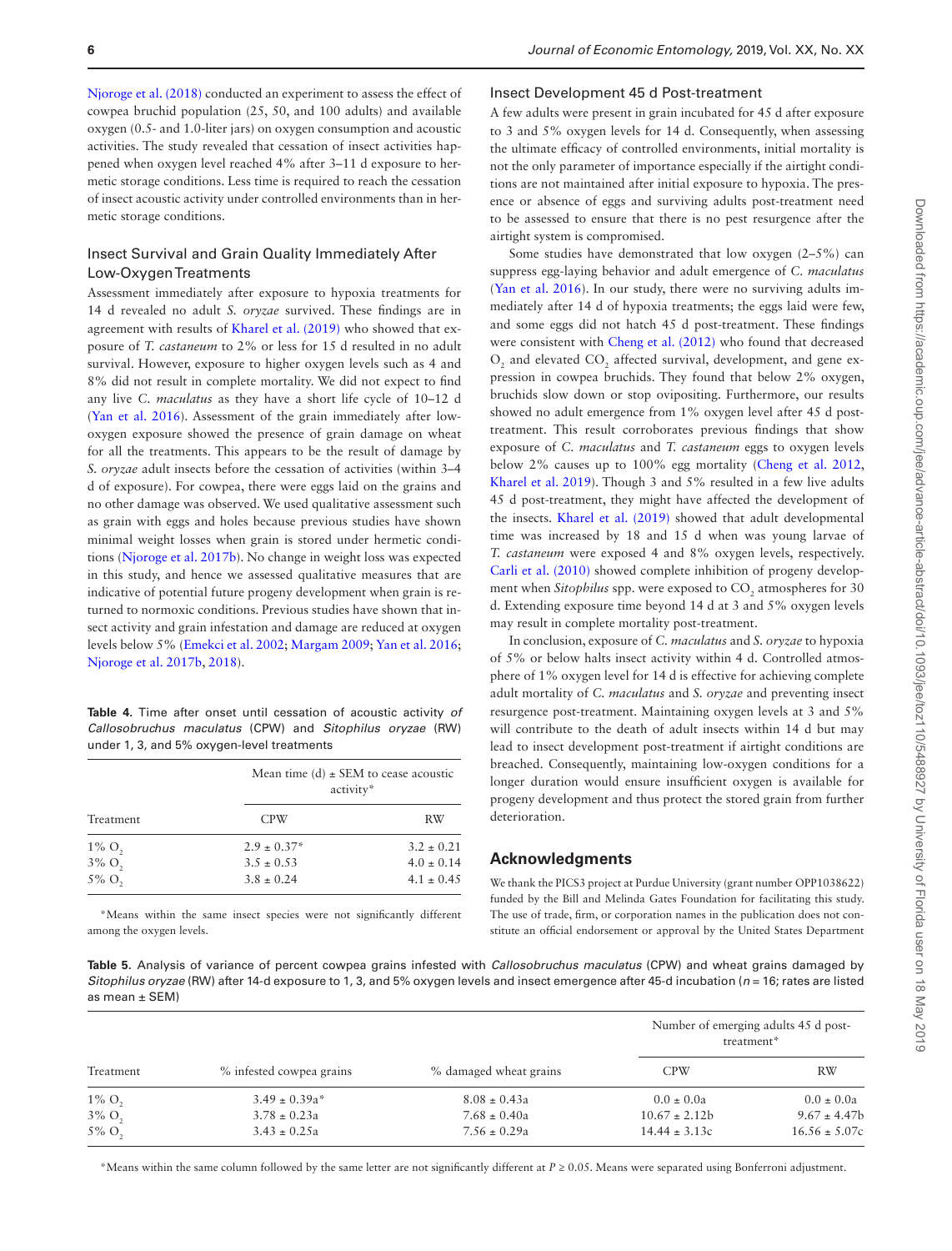Njoroge et al. (2018) conducted an experiment to assess the effect of cowpea bruchid population (25, 50, and 100 adults) and available oxygen (0.5- and 1.0-liter jars) on oxygen consumption and acoustic activities. The study revealed that cessation of insect activities happened when oxygen level reached 4% after 3–11 d exposure to hermetic storage conditions. Less time is required to reach the cessation of insect acoustic activity under controlled environments than in hermetic storage conditions.

### Insect Survival and Grain Quality Immediately After Low-Oxygen Treatments

Assessment immediately after exposure to hypoxia treatments for 14 d revealed no adult *S. oryzae* survived. These findings are in agreement with results of Kharel et al. (2019) who showed that exposure of *T. castaneum* to 2% or less for 15 d resulted in no adult survival. However, exposure to higher oxygen levels such as 4 and 8% did not result in complete mortality. We did not expect to find any live *C. maculatus* as they have a short life cycle of 10–12 d (Yan et al. 2016). Assessment of the grain immediately after low-oxygen exposure showed the presence of grain damage on wheat for all the treatments. This appears to be the result of damage by *S. oryzae* adult insects before the cessation of activities (within 3–4 d of exposure). For cowpea, there were eggs laid on the grains and no other damage was observed. We used qualitative assessment such as grain with eggs and holes because previous studies have shown minimal weight losses when grain is stored under hermetic conditions (Njoroge et al. 2017b). No change in weight loss was expected in this study, and hence we assessed qualitative measures that are indicative of potential future progeny development when grain is returned to normoxic conditions. Previous studies have shown that insect activity and grain infestation and damage are reduced at oxygen levels below 5% (Emekci et al. 2002; Margam 2009; Yan et al. 2016; Njoroge et al. 2017b, 2018).

**Table 4.** Time after onset until cessation of acoustic activity *of Callosobruchus maculatus* (CPW) and *Sitophilus oryzae* (RW) under 1, 3, and 5% oxygen-level treatments

| Treatment | Mean time (d) ± SEM to cease acoustic activity* | |
|---|---|---|
| | CPW | RW |
| 1% $O_2$ | 2.9 ± 0.37* | 3.2 ± 0.21 |
| 3% $O_2$ | 3.5 ± 0.53 | 4.0 ± 0.14 |
| 5% $O_2$ | 3.8 ± 0.24 | 4.1 ± 0.45 |

*Means within the same insect species were not significantly different among the oxygen levels.

### Insect Development 45 d Post-treatment

A few adults were present in grain incubated for 45 d after exposure to 3 and 5% oxygen levels for 14 d. Consequently, when assessing the ultimate efficacy of controlled environments, initial mortality is not the only parameter of importance especially if the airtight conditions are not maintained after initial exposure to hypoxia. The presence or absence of eggs and surviving adults post-treatment need to be assessed to ensure that there is no pest resurgence after the airtight system is compromised.

Some studies have demonstrated that low oxygen (2–5%) can suppress egg-laying behavior and adult emergence of *C. maculatus* (Yan et al. 2016). In our study, there were no surviving adults immediately after 14 d of hypoxia treatments; the eggs laid were few, and some eggs did not hatch 45 d post-treatment. These findings were consistent with Cheng et al. (2012) who found that decreased $O_2$ and elevated $CO_2$ affected survival, development, and gene expression in cowpea bruchids. They found that below 2% oxygen, bruchids slow down or stop ovipositing. Furthermore, our results showed no adult emergence from 1% oxygen level after 45 d post-treatment. This result corroborates previous findings that show exposure of *C. maculatus* and *T. castaneum* eggs to oxygen levels below 2% causes up to 100% egg mortality (Cheng et al. 2012, Kharel et al. 2019). Though 3 and 5% resulted in a few live adults 45 d post-treatment, they might have affected the development of the insects. Kharel et al. (2019) showed that adult developmental time was increased by 18 and 15 d when was young larvae of *T. castaneum* were exposed 4 and 8% oxygen levels, respectively. Carli et al. (2010) showed complete inhibition of progeny development when *Sitophilus* spp. were exposed to $CO_2$ atmospheres for 30 d. Extending exposure time beyond 14 d at 3 and 5% oxygen levels may result in complete mortality post-treatment.

In conclusion, exposure of *C. maculatus* and *S. oryzae* to hypoxia of 5% or below halts insect activity within 4 d. Controlled atmosphere of 1% oxygen level for 14 d is effective for achieving complete adult mortality of *C. maculatus* and *S. oryzae* and preventing insect resurgence post-treatment. Maintaining oxygen levels at 3 and 5% will contribute to the death of adult insects within 14 d but may lead to insect development post-treatment if airtight conditions are breached. Consequently, maintaining low-oxygen conditions for a longer duration would ensure insufficient oxygen is available for progeny development and thus protect the stored grain from further deterioration.

## Acknowledgments

We thank the PICS3 project at Purdue University (grant number OPP1038622) funded by the Bill and Melinda Gates Foundation for facilitating this study. The use of trade, firm, or corporation names in the publication does not constitute an official endorsement or approval by the United States Department

**Table 5.** Analysis of variance of percent cowpea grains infested with *Callosobruchus maculatus* (CPW) and wheat grains damaged by *Sitophilus oryzae* (RW) after 14-d exposure to 1, 3, and 5% oxygen levels and insect emergence after 45-d incubation ($n$ = 16; rates are listed as mean ± SEM)

| Treatment | % infested cowpea grains | % damaged wheat grains | Number of emerging adults 45 d post-treatment* | |
|---|---|---|---|---|
| | | | CPW | RW |
| 1% $O_2$ | 3.49 ± 0.39a* | 8.08 ± 0.43a | 0.0 ± 0.0a | 0.0 ± 0.0a |
| 3% $O_2$ | 3.78 ± 0.23a | 7.68 ± 0.40a | 10.67 ± 2.12b | 9.67 ± 4.47b |
| 5% $O_2$ | 3.43 ± 0.25a | 7.56 ± 0.29a | 14.44 ± 3.13c | 16.56 ± 5.07c |

*Means within the same column followed by the same letter are not significantly different at $P \geq 0.05$. Means were separated using Bonferroni adjustment.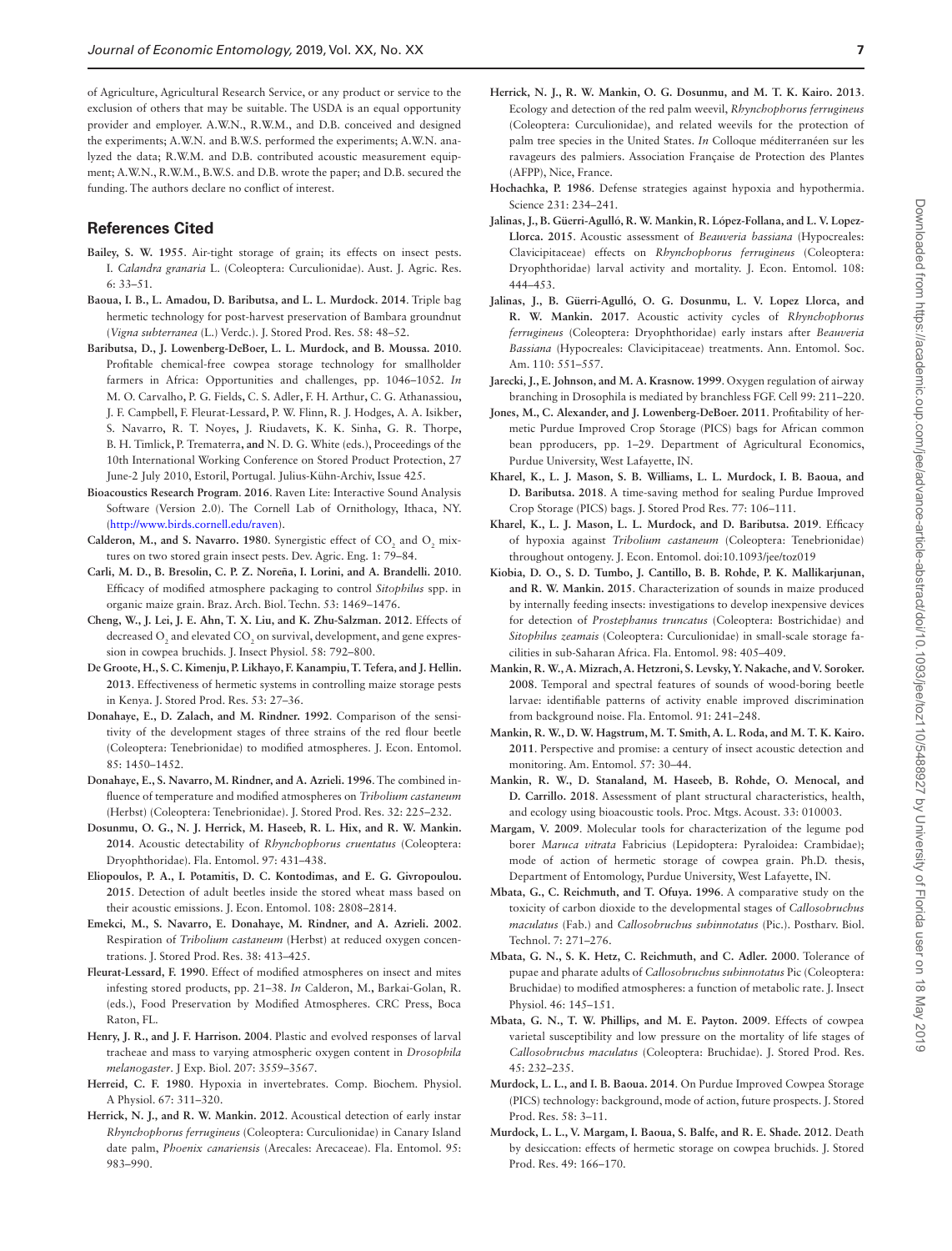of Agriculture, Agricultural Research Service, or any product or service to the exclusion of others that may be suitable. The USDA is an equal opportunity provider and employer. A.W.N., R.W.M., and D.B. conceived and designed the experiments; A.W.N. and B.W.S. performed the experiments; A.W.N. analyzed the data; R.W.M. and D.B. contributed acoustic measurement equipment; A.W.N., R.W.M., B.W.S. and D.B. wrote the paper; and D.B. secured the funding. The authors declare no conflict of interest.

## References Cited

**Bailey, S. W. 1955**. Air-tight storage of grain; its effects on insect pests. I. *Calandra granaria* L. (Coleoptera: Curculionidae). Aust. J. Agric. Res. 6: 33–51.

**Baoua, I. B., L. Amadou, D. Baributsa, and L. L. Murdock. 2014**. Triple bag hermetic technology for post-harvest preservation of Bambara groundnut (*Vigna subterranea* (L.) Verdc.). J. Stored Prod. Res. 58: 48–52.

**Baributsa, D., J. Lowenberg-DeBoer, L. L. Murdock, and B. Moussa. 2010**. Profitable chemical-free cowpea storage technology for smallholder farmers in Africa: Opportunities and challenges, pp. 1046–1052. *In* M. O. Carvalho, P. G. Fields, C. S. Adler, F. H. Arthur, C. G. Athanassiou, J. F. Campbell, F. Fleurat-Lessard, P. W. Flinn, R. J. Hodges, A. A. Isikber, S. Navarro, R. T. Noyes, J. Riudavets, K. K. Sinha, G. R. Thorpe, B. H. Timlick, P. Trematerra, **and** N. D. G. White (eds.), Proceedings of the 10th International Working Conference on Stored Product Protection, 27 June-2 July 2010, Estoril, Portugal. Julius-Kühn-Archiv, Issue 425.

**Bioacoustics Research Program. 2016**. Raven Lite: Interactive Sound Analysis Software (Version 2.0). The Cornell Lab of Ornithology, Ithaca, NY. (http://www.birds.cornell.edu/raven).

**Calderon, M., and S. Navarro. 1980**. Synergistic effect of $CO_2$ and $O_2$ mixtures on two stored grain insect pests. Dev. Agric. Eng. 1: 79–84.

**Carli, M. D., B. Bresolin, C. P. Z. Noreña, L. Lorini, and A. Brandelli. 2010**. Efficacy of modified atmosphere packaging to control *Sitophilus* spp. in organic maize grain. Braz. Arch. Biol. Techn. 53: 1469–1476.

**Cheng, W., J. Lei, J. E. Ahn, T. X. Liu, and K. Zhu-Salzman. 2012**. Effects of decreased $O_2$ and elevated $CO_2$ on survival, development, and gene expression in cowpea bruchids. J. Insect Physiol. 58: 792–800.

**De Groote, H., S. C. Kimenju, P. Likhayo, F. Kanampiu, T. Tefera, and J. Hellin. 2013**. Effectiveness of hermetic systems in controlling maize storage pests in Kenya. J. Stored Prod. Res. 53: 27–36.

**Donahaye, E., D. Zalach, and M. Rindner. 1992**. Comparison of the sensitivity of the development stages of three strains of the red flour beetle (Coleoptera: Tenebrionidae) to modified atmospheres. J. Econ. Entomol. 85: 1450–1452.

**Donahaye, E., S. Navarro, M. Rindner, and A. Azrieli. 1996**. The combined influence of temperature and modified atmospheres on *Tribolium castaneum* (Herbst) (Coleoptera: Tenebrionidae). J. Stored Prod. Res. 32: 225–232.

**Dosunmu, O. G., N. J. Herrick, M. Haseeb, R. L. Hix, and R. W. Mankin. 2014**. Acoustic detectability of *Rhynchophorus cruentatus* (Coleoptera: Dryophthoridae). Fla. Entomol. 97: 431–438.

**Eliopoulos, P. A., I. Potamitis, D. C. Kontodimas, and E. G. Givropoulou. 2015**. Detection of adult beetles inside the stored wheat mass based on their acoustic emissions. J. Econ. Entomol. 108: 2808–2814.

**Emekci, M., S. Navarro, E. Donahaye, M. Rindner, and A. Azrieli. 2002**. Respiration of *Tribolium castaneum* (Herbst) at reduced oxygen concentrations. J. Stored Prod. Res. 38: 413–425.

**Fleurat-Lessard, F. 1990**. Effect of modified atmospheres on insect and mites infesting stored products, pp. 21–38. *In* Calderon, M., Barkai-Golan, R. (eds.), Food Preservation by Modified Atmospheres. CRC Press, Boca Raton, FL.

**Henry, J. R., and J. F. Harrison. 2004**. Plastic and evolved responses of larval tracheae and mass to varying atmospheric oxygen content in *Drosophila melanogaster*. J Exp. Biol. 207: 3559–3567.

**Herreid, C. F. 1980**. Hypoxia in invertebrates. Comp. Biochem. Physiol. A Physiol. 67: 311–320.

**Herrick, N. J., and R. W. Mankin. 2012**. Acoustical detection of early instar *Rhynchophorus ferrugineus* (Coleoptera: Curculionidae) in Canary Island date palm, *Phoenix canariensis* (Arecales: Arecaceae). Fla. Entomol. 95: 983–990.

**Herrick, N. J., R. W. Mankin, O. G. Dosunmu, and M. T. K. Kairo. 2013**. Ecology and detection of the red palm weevil, *Rhynchophorus ferrugineus* (Coleoptera: Curculionidae), and related weevils for the protection of palm tree species in the United States. *In* Colloque méditerranéen sur les ravageurs des palmiers. Association Française de Protection des Plantes (AFPP), Nice, France.

**Hochachka, P. 1986**. Defense strategies against hypoxia and hypothermia. Science 231: 234–241.

**Jalinas, J., B. Güerri-Agulló, R. W. Mankin, R. López-Follana, and L. V. Lopez-Llorca. 2015**. Acoustic assessment of *Beauveria bassiana* (Hypocreales: Clavicipitaceae) effects on *Rhynchophorus ferrugineus* (Coleoptera: Dryophthoridae) larval activity and mortality. J. Econ. Entomol. 108: 444–453.

**Jalinas, J., B. Güerri-Agulló, O. G. Dosunmu, L. V. Lopez Llorca, and R. W. Mankin. 2017**. Acoustic activity cycles of *Rhynchophorus ferrugineus* (Coleoptera: Dryophthoridae) early instars after *Beauveria Bassiana* (Hypocreales: Clavicipitaceae) treatments. Ann. Entomol. Soc. Am. 110: 551–557.

**Jarecki, J., E. Johnson, and M. A. Krasnow. 1999**. Oxygen regulation of airway branching in Drosophila is mediated by branchless FGF. Cell 99: 211–220.

**Jones, M., C. Alexander, and J. Lowenberg-DeBoer. 2011**. Profitability of hermetic Purdue Improved Crop Storage (PICS) bags for African common bean pproducers, pp. 1–29. Department of Agricultural Economics, Purdue University, West Lafayette, IN.

**Kharel, K., L. J. Mason, S. B. Williams, L. L. Murdock, I. B. Baoua, and D. Baributsa. 2018**. A time-saving method for sealing Purdue Improved Crop Storage (PICS) bags. J. Stored Prod Res. 77: 106–111.

**Kharel, K., L. J. Mason, L. L. Murdock, and D. Baributsa. 2019**. Efficacy of hypoxia against *Tribolium castaneum* (Coleoptera: Tenebrionidae) throughout ontogeny. J. Econ. Entomol. doi:10.1093/jee/toz019

**Kiobia, D. O., S. D. Tumbo, J. Cantillo, B. B. Rohde, P. K. Mallikarjunan, and R. W. Mankin. 2015**. Characterization of sounds in maize produced by internally feeding insects: investigations to develop inexpensive devices for detection of *Prostephanus truncatus* (Coleoptera: Bostrichidae) and *Sitophilus zeamais* (Coleoptera: Curculionidae) in small-scale storage facilities in sub-Saharan Africa. Fla. Entomol. 98: 405–409.

**Mankin, R. W., A. Mizrach, A. Hetzroni, S. Levsky, Y. Nakache, and V. Soroker. 2008**. Temporal and spectral features of sounds of wood-boring beetle larvae: identifiable patterns of activity enable improved discrimination from background noise. Fla. Entomol. 91: 241–248.

**Mankin, R. W., D. W. Hagstrum, M. T. Smith, A. L. Roda, and M. T. K. Kairo. 2011**. Perspective and promise: a century of insect acoustic detection and monitoring. Am. Entomol. 57: 30–44.

**Mankin, R. W., D. Stanaland, M. Haseeb, B. Rohde, O. Menocal, and D. Carrillo. 2018**. Assessment of plant structural characteristics, health, and ecology using bioacoustic tools. Proc. Mtgs. Acoust. 33: 010003.

**Margam, V. 2009**. Molecular tools for characterization of the legume pod borer *Maruca vitrata* Fabricius (Lepidoptera: Pyraloidea: Crambidae); mode of action of hermetic storage of cowpea grain. Ph.D. thesis, Department of Entomology, Purdue University, West Lafayette, IN.

**Mbata, G., C. Reichmuth, and T. Ofuya. 1996**. A comparative study on the toxicity of carbon dioxide to the developmental stages of *Callosobruchus maculatus* (Fab.) and *Callosobruchus subinnotatus* (Pic.). Postharv. Biol. Technol. 7: 271–276.

**Mbata, G. N., S. K. Hetz, C. Reichmuth, and C. Adler. 2000**. Tolerance of pupae and pharate adults of *Callosobruchus subinnotatus* Pic (Coleoptera: Bruchidae) to modified atmospheres: a function of metabolic rate. J. Insect Physiol. 46: 145–151.

**Mbata, G. N., T. W. Phillips, and M. E. Payton. 2009**. Effects of cowpea varietal susceptibility and low pressure on the mortality of life stages of *Callosobruchus maculatus* (Coleoptera: Bruchidae). J. Stored Prod. Res. 45: 232–235.

**Murdock, L. L., and I. B. Baoua. 2014**. On Purdue Improved Cowpea Storage (PICS) technology: background, mode of action, future prospects. J. Stored Prod. Res. 58: 3–11.

**Murdock, L. L., V. Margam, I. Baoua, S. Balfe, and R. E. Shade. 2012**. Death by desiccation: effects of hermetic storage on cowpea bruchids. J. Stored Prod. Res. 49: 166–170.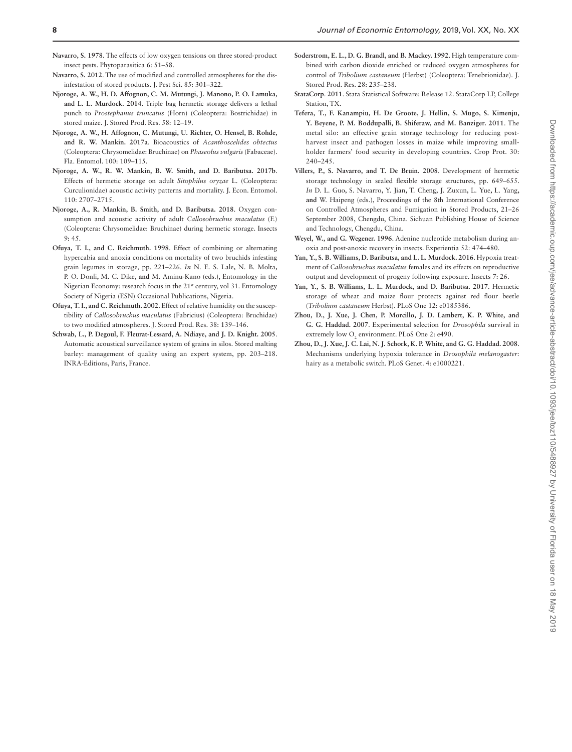**Navarro, S. 1978**. The effects of low oxygen tensions on three stored-product insect pests. Phytoparasitica 6: 51–58.

**Navarro, S. 2012**. The use of modified and controlled atmospheres for the disinfestation of stored products. J. Pest Sci. 85: 301–322.

**Njoroge, A. W., H. D. Affognon, C. M. Mutungi, J. Manono, P. O. Lamuka, and L. L. Murdock. 2014**. Triple bag hermetic storage delivers a lethal punch to *Prostephanus truncatus* (Horn) (Coleoptera: Bostrichidae) in stored maize. J. Stored Prod. Res. 58: 12–19.

**Njoroge, A. W., H. Affognon, C. Mutungi, U. Richter, O. Hensel, B. Rohde, and R. W. Mankin. 2017a**. Bioacoustics of *Acanthoscelides obtectus* (Coleoptera: Chrysomelidae: Bruchinae) on *Phaseolus vulgaris* (Fabaceae). Fla. Entomol. 100: 109–115.

**Njoroge, A. W., R. W. Mankin, B. W. Smith, and D. Baributsa. 2017b**. Effects of hermetic storage on adult *Sitophilus oryzae* L. (Coleoptera: Curculionidae) acoustic activity patterns and mortality. J. Econ. Entomol. 110: 2707–2715.

**Njoroge, A., R. Mankin, B. Smith, and D. Baributsa. 2018**. Oxygen consumption and acoustic activity of adult *Callosobruchus maculatus* (F.) (Coleoptera: Chrysomelidae: Bruchinae) during hermetic storage. Insects 9: 45.

**Ofuya, T. I., and C. Reichmuth. 1998**. Effect of combining or alternating hypercabia and anoxia conditions on mortality of two bruchids infesting grain legumes in storage, pp. 221–226. *In* N. E. S. Lale, N. B. Molta, P. O. Donli, M. C. Dike, and M. Aminu-Kano (eds.), Entomology in the Nigerian Economy: research focus in the 21st century, vol 31. Entomology Society of Nigeria (ESN) Occasional Publications, Nigeria.

**Ofuya, T. I., and C. Reichmuth. 2002**. Effect of relative humidity on the susceptibility of *Callosobruchus maculatus* (Fabricius) (Coleoptera: Bruchidae) to two modified atmospheres. J. Stored Prod. Res. 38: 139–146.

**Schwab, L., P. Degoul, F. Fleurat-Lessard, A. Ndiaye, and J. D. Knight. 2005**. Automatic acoustical surveillance system of grains in silos. Stored malting barley: management of quality using an expert system, pp. 203–218. INRA-Editions, Paris, France.

**Soderstrom, E. L., D. G. Brandl, and B. Mackey. 1992**. High temperature combined with carbon dioxide enriched or reduced oxygen atmospheres for control of *Tribolium castaneum* (Herbst) (Coleoptera: Tenebrionidae). J. Stored Prod. Res. 28: 235–238.

**StataCorp. 2011**. Stata Statistical Software: Release 12. StataCorp LP, College Station, TX.

**Tefera, T., F. Kanampiu, H. De Groote, J. Hellin, S. Mugo, S. Kimenju, Y. Beyene, P. M. Boddupalli, B. Shiferaw, and M. Banziger. 2011**. The metal silo: an effective grain storage technology for reducing post-harvest insect and pathogen losses in maize while improving small-holder farmers' food security in developing countries. Crop Prot. 30: 240–245.

**Villers, P., S. Navarro, and T. De Bruin. 2008**. Development of hermetic storage technology in sealed flexible storage structures, pp. 649–655. *In* D. L. Guo, S. Navarro, Y. Jian, T. Cheng, J. Zuxun, L. Yue, L. Yang, and W. Haipeng (eds.), Proceedings of the 8th International Conference on Controlled Atmospheres and Fumigation in Stored Products, 21–26 September 2008, Chengdu, China. Sichuan Publishing House of Science and Technology, Chengdu, China.

**Weyel, W., and G. Wegener. 1996**. Adenine nucleotide metabolism during anoxia and post-anoxic recovery in insects. Experientia 52: 474–480.

**Yan, Y., S. B. Williams, D. Baributsa, and L. L. Murdock. 2016**. Hypoxia treatment of *Callosobruchus maculatus* females and its effects on reproductive output and development of progeny following exposure. Insects 7: 26.

**Yan, Y., S. B. Williams, L. L. Murdock, and D. Baributsa. 2017**. Hermetic storage of wheat and maize flour protects against red flour beetle (*Tribolium castaneum* Herbst). PLoS One 12: e0185386.

**Zhou, D., J. Xue, J. Chen, P. Morcillo, J. D. Lambert, K. P. White, and G. G. Haddad. 2007**. Experimental selection for *Drosophila* survival in extremely low $O_2$ environment. PLoS One 2: e490.

**Zhou, D., J. Xue, J. C. Lai, N. J. Schork, K. P. White, and G. G. Haddad. 2008**. Mechanisms underlying hypoxia tolerance in *Drosophila melanogaster*: hairy as a metabolic switch. PLoS Genet. 4: e1000221.